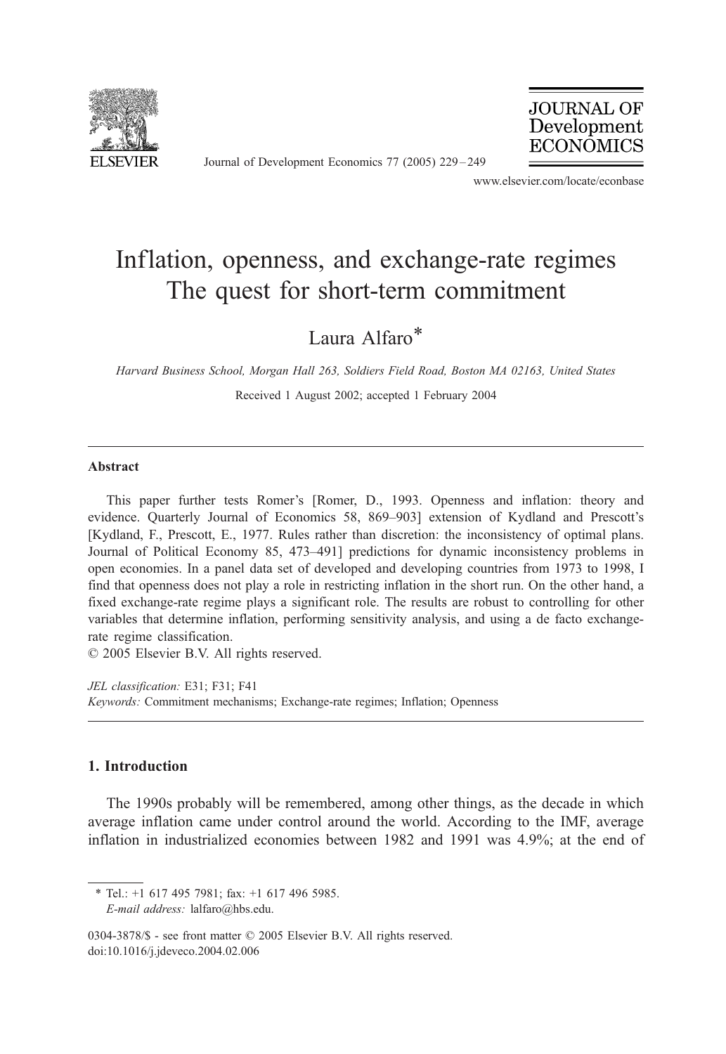# Inflation, openness, and exchange-rate regimes The quest for short-term commitment

Laura Alfaro*

*Harvard Business School, Morgan Hall 263, Soldiers Field Road, Boston MA 02163, United States*

Received 1 August 2002; accepted 1 February 2004

## Abstract

This paper further tests Romer's [Romer, D., 1993. Openness and inflation: theory and evidence. Quarterly Journal of Economics 58, 869–903] extension of Kydland and Prescott's [Kydland, F., Prescott, E., 1977. Rules rather than discretion: the inconsistency of optimal plans. Journal of Political Economy 85, 473–491] predictions for dynamic inconsistency problems in open economies. In a panel data set of developed and developing countries from 1973 to 1998, I find that openness does not play a role in restricting inflation in the short run. On the other hand, a fixed exchange-rate regime plays a significant role. The results are robust to controlling for other variables that determine inflation, performing sensitivity analysis, and using a de facto exchange-rate regime classification.

© 2005 Elsevier B.V. All rights reserved.

*JEL classification:* E31; F31; F41

*Keywords:* Commitment mechanisms; Exchange-rate regimes; Inflation; Openness

## 1. Introduction

The 1990s probably will be remembered, among other things, as the decade in which average inflation came under control around the world. According to the IMF, average inflation in industrialized economies between 1982 and 1991 was 4.9%; at the end of

* Tel.: +1 617 495 7981; fax: +1 617 496 5985.
*E-mail address:* lalfaro@hbs.edu.

0304-3878/$ - see front matter © 2005 Elsevier B.V. All rights reserved.
doi:10.1016/j.jdeveco.2004.02.006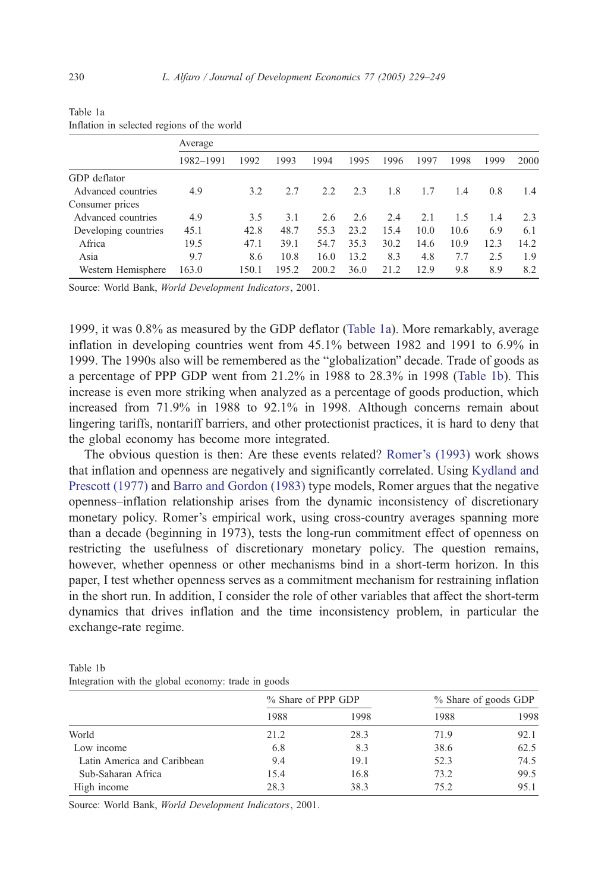Table 1a
Inflation in selected regions of the world

| | Average | | | | | | | | | |
|---|---|---|---|---|---|---|---|---|---|---|
| | 1982–1991 | 1992 | 1993 | 1994 | 1995 | 1996 | 1997 | 1998 | 1999 | 2000 |
| GDP deflator | | | | | | | | | | |
| Advanced countries | 4.9 | 3.2 | 2.7 | 2.2 | 2.3 | 1.8 | 1.7 | 1.4 | 0.8 | 1.4 |
| Consumer prices | | | | | | | | | | |
| Advanced countries | 4.9 | 3.5 | 3.1 | 2.6 | 2.6 | 2.4 | 2.1 | 1.5 | 1.4 | 2.3 |
| Developing countries | 45.1 | 42.8 | 48.7 | 55.3 | 23.2 | 15.4 | 10.0 | 10.6 | 6.9 | 6.1 |
| Africa | 19.5 | 47.1 | 39.1 | 54.7 | 35.3 | 30.2 | 14.6 | 10.9 | 12.3 | 14.2 |
| Asia | 9.7 | 8.6 | 10.8 | 16.0 | 13.2 | 8.3 | 4.8 | 7.7 | 2.5 | 1.9 |
| Western Hemisphere | 163.0 | 150.1 | 195.2 | 200.2 | 36.0 | 21.2 | 12.9 | 9.8 | 8.9 | 8.2 |

Source: World Bank, *World Development Indicators*, 2001.

1999, it was 0.8% as measured by the GDP deflator (Table 1a). More remarkably, average inflation in developing countries went from 45.1% between 1982 and 1991 to 6.9% in 1999. The 1990s also will be remembered as the "globalization" decade. Trade of goods as a percentage of PPP GDP went from 21.2% in 1988 to 28.3% in 1998 (Table 1b). This increase is even more striking when analyzed as a percentage of goods production, which increased from 71.9% in 1988 to 92.1% in 1998. Although concerns remain about lingering tariffs, nontariff barriers, and other protectionist practices, it is hard to deny that the global economy has become more integrated.

The obvious question is then: Are these events related? Romer's (1993) work shows that inflation and openness are negatively and significantly correlated. Using Kydland and Prescott (1977) and Barro and Gordon (1983) type models, Romer argues that the negative openness–inflation relationship arises from the dynamic inconsistency of discretionary monetary policy. Romer's empirical work, using cross-country averages spanning more than a decade (beginning in 1973), tests the long-run commitment effect of openness on restricting the usefulness of discretionary monetary policy. The question remains, however, whether openness or other mechanisms bind in a short-term horizon. In this paper, I test whether openness serves as a commitment mechanism for restraining inflation in the short run. In addition, I consider the role of other variables that affect the short-term dynamics that drives inflation and the time inconsistency problem, in particular the exchange-rate regime.

Table 1b
Integration with the global economy: trade in goods

| | % Share of PPP GDP | | % Share of goods GDP | |
|---|---|---|---|---|
| | 1988 | 1998 | 1988 | 1998 |
| World | 21.2 | 28.3 | 71.9 | 92.1 |
| Low income | 6.8 | 8.3 | 38.6 | 62.5 |
| Latin America and Caribbean | 9.4 | 19.1 | 52.3 | 74.5 |
| Sub-Saharan Africa | 15.4 | 16.8 | 73.2 | 99.5 |
| High income | 28.3 | 38.3 | 75.2 | 95.1 |

Source: World Bank, *World Development Indicators*, 2001.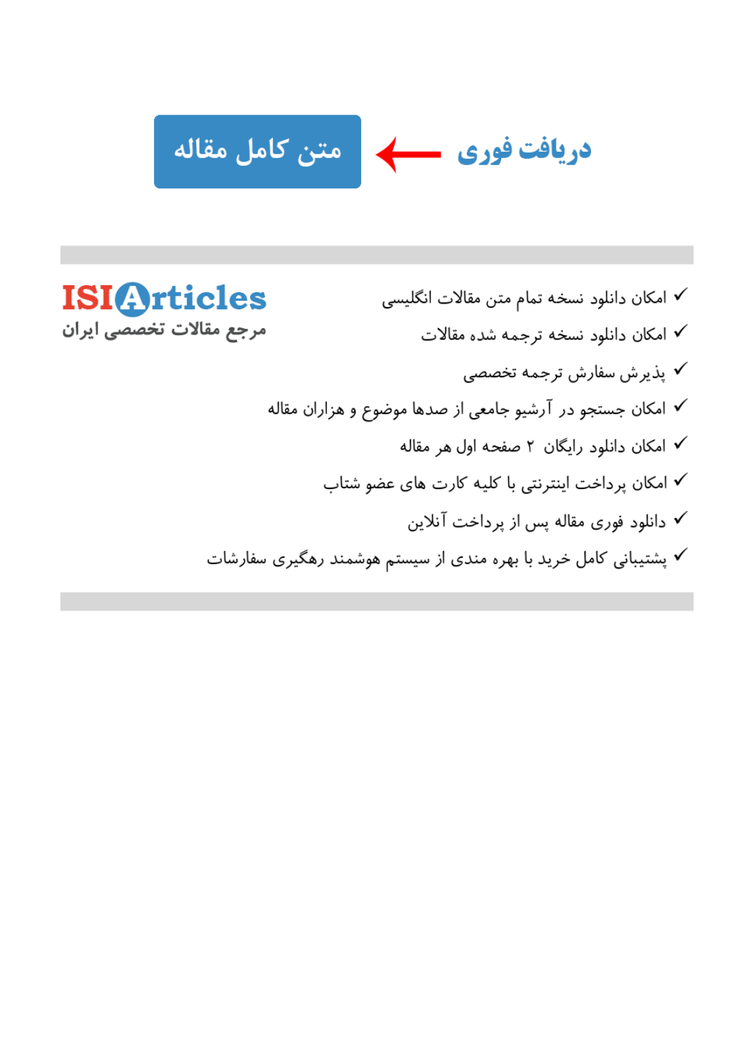دریافت فوری ← متن کامل مقاله

**ISIArticles**
مرجع مقالات تخصصی ایران

- ✓ امکان دانلود نسخه تمام متن مقالات انگلیسی
- ✓ امکان دانلود نسخه ترجمه شده مقالات
- ✓ پذیرش سفارش ترجمه تخصصی
- ✓ امکان جستجو در آرشیو جامعی از صدها موضوع و هزاران مقاله
- ✓ امکان دانلود رایگان ۲ صفحه اول هر مقاله
- ✓ امکان پرداخت اینترنتی با کلیه کارت های عضو شتاب
- ✓ دانلود فوری مقاله پس از پرداخت آنلاین
- ✓ پشتیبانی کامل خرید با بهره مندی از سیستم هوشمند رهگیری سفارشات